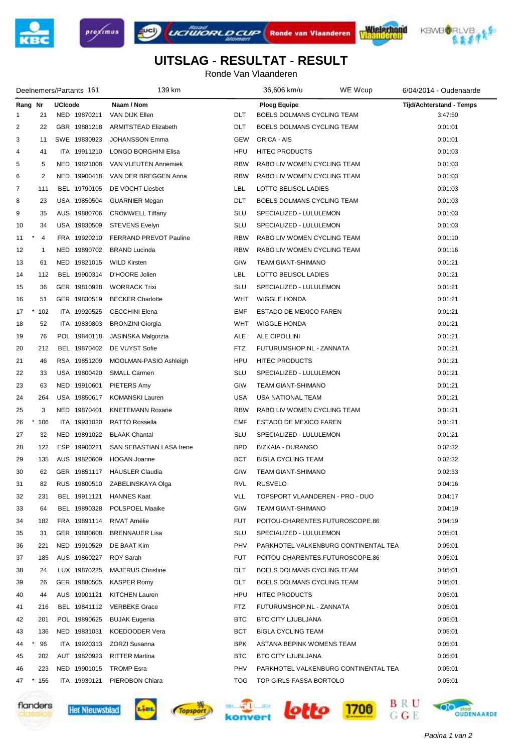# UITSLAG - RESULTAT - RESULT

Ronde Van Vlaanderen

Deelnemers/Partants 161 | 139 km | 36,606 km/u | WE Wcup | 6/04/2014 - Oudenaarde

| Rang | Nr | UCIcode | Naam / Nom | | Ploeg Equipe | Tijd/Achterstand - Temps |
|---|---|---|---|---|---|---|
| 1 | 21 | NED 19870211 | VAN DIJK Ellen | DLT | BOELS DOLMANS CYCLING TEAM | 3:47:50 |
| 2 | 22 | GBR 19881218 | ARMITSTEAD Elizabeth | DLT | BOELS DOLMANS CYCLING TEAM | 0:01:01 |
| 3 | 11 | SWE 19830923 | JOHANSSON Emma | GEW | ORICA - AIS | 0:01:01 |
| 4 | 41 | ITA 19911210 | LONGO BORGHINI Elisa | HPU | HITEC PRODUCTS | 0:01:03 |
| 5 | 5 | NED 19821008 | VAN VLEUTEN Annemiek | RBW | RABO LIV WOMEN CYCLING TEAM | 0:01:03 |
| 6 | 2 | NED 19900418 | VAN DER BREGGEN Anna | RBW | RABO LIV WOMEN CYCLING TEAM | 0:01:03 |
| 7 | 111 | BEL 19790105 | DE VOCHT Liesbet | LBL | LOTTO BELISOL LADIES | 0:01:03 |
| 8 | 23 | USA 19850504 | GUARNIER Megan | DLT | BOELS DOLMANS CYCLING TEAM | 0:01:03 |
| 9 | 35 | AUS 19880706 | CROMWELL Tiffany | SLU | SPECIALIZED - LULULEMON | 0:01:03 |
| 10 | 34 | USA 19830509 | STEVENS Evelyn | SLU | SPECIALIZED - LULULEMON | 0:01:03 |
| 11 * | 4 | FRA 19920210 | FERRAND PREVOT Pauline | RBW | RABO LIV WOMEN CYCLING TEAM | 0:01:10 |
| 12 | 1 | NED 19890702 | BRAND Lucinda | RBW | RABO LIV WOMEN CYCLING TEAM | 0:01:16 |
| 13 | 61 | NED 19821015 | WILD Kirsten | GIW | TEAM GIANT-SHIMANO | 0:01:21 |
| 14 | 112 | BEL 19900314 | D'HOORE Jolien | LBL | LOTTO BELISOL LADIES | 0:01:21 |
| 15 | 36 | GER 19810928 | WORRACK Trixi | SLU | SPECIALIZED - LULULEMON | 0:01:21 |
| 16 | 51 | GER 19830519 | BECKER Charlotte | WHT | WIGGLE HONDA | 0:01:21 |
| 17 * | 102 | ITA 19920525 | CECCHINI Elena | EMF | ESTADO DE MEXICO FAREN | 0:01:21 |
| 18 | 52 | ITA 19830803 | BRONZINI Giorgia | WHT | WIGGLE HONDA | 0:01:21 |
| 19 | 76 | POL 19840118 | JASINSKA Malgorzta | ALE | ALE CIPOLLINI | 0:01:21 |
| 20 | 212 | BEL 19870402 | DE VUYST Sofie | FTZ | FUTURUMSHOP.NL - ZANNATA | 0:01:21 |
| 21 | 46 | RSA 19851209 | MOOLMAN-PASIO Ashleigh | HPU | HITEC PRODUCTS | 0:01:21 |
| 22 | 33 | USA 19800420 | SMALL Carmen | SLU | SPECIALIZED - LULULEMON | 0:01:21 |
| 23 | 63 | NED 19910601 | PIETERS Amy | GIW | TEAM GIANT-SHIMANO | 0:01:21 |
| 24 | 264 | USA 19850617 | KOMANSKI Lauren | USA | USA NATIONAL TEAM | 0:01:21 |
| 25 | 3 | NED 19870401 | KNETEMANN Roxane | RBW | RABO LIV WOMEN CYCLING TEAM | 0:01:21 |
| 26 * | 106 | ITA 19931020 | RATTO Rossella | EMF | ESTADO DE MEXICO FAREN | 0:01:21 |
| 27 | 32 | NED 19891022 | BLAAK Chantal | SLU | SPECIALIZED - LULULEMON | 0:01:21 |
| 28 | 122 | ESP 19900221 | SAN SEBASTIAN LASA Irene | BPD | BIZKAIA - DURANGO | 0:02:32 |
| 29 | 135 | AUS 19820609 | HOGAN Joanne | BCT | BIGLA CYCLING TEAM | 0:02:32 |
| 30 | 62 | GER 19851117 | HÄUSLER Claudia | GIW | TEAM GIANT-SHIMANO | 0:02:33 |
| 31 | 82 | RUS 19800510 | ZABELINSKAYA Olga | RVL | RUSVELO | 0:04:16 |
| 32 | 231 | BEL 19911121 | HANNES Kaat | VLL | TOPSPORT VLAANDEREN - PRO - DUO | 0:04:17 |
| 33 | 64 | BEL 19890328 | POLSPOEL Maaike | GIW | TEAM GIANT-SHIMANO | 0:04:19 |
| 34 | 182 | FRA 19891114 | RIVAT Amélie | FUT | POITOU-CHARENTES.FUTUROSCOPE.86 | 0:04:19 |
| 35 | 31 | GER 19880608 | BRENNAUER Lisa | SLU | SPECIALIZED - LULULEMON | 0:05:01 |
| 36 | 221 | NED 19910529 | DE BAAT Kim | PHV | PARKHOTEL VALKENBURG CONTINENTAL TEA | 0:05:01 |
| 37 | 185 | AUS 19860227 | ROY Sarah | FUT | POITOU-CHARENTES.FUTUROSCOPE.86 | 0:05:01 |
| 38 | 24 | LUX 19870225 | MAJERUS Christine | DLT | BOELS DOLMANS CYCLING TEAM | 0:05:01 |
| 39 | 26 | GER 19880505 | KASPER Romy | DLT | BOELS DOLMANS CYCLING TEAM | 0:05:01 |
| 40 | 44 | AUS 19901121 | KITCHEN Lauren | HPU | HITEC PRODUCTS | 0:05:01 |
| 41 | 216 | BEL 19841112 | VERBEKE Grace | FTZ | FUTURUMSHOP.NL - ZANNATA | 0:05:01 |
| 42 | 201 | POL 19890625 | BUJAK Eugenia | BTC | BTC CITY LJUBLJANA | 0:05:01 |
| 43 | 136 | NED 19831031 | KOEDOODER Vera | BCT | BIGLA CYCLING TEAM | 0:05:01 |
| 44 * | 96 | ITA 19920313 | ZORZI Susanna | BPK | ASTANA BEPINK WOMENS TEAM | 0:05:01 |
| 45 | 202 | AUT 19820923 | RITTER Martina | BTC | BTC CITY LJUBLJANA | 0:05:01 |
| 46 | 223 | NED 19901015 | TROMP Esra | PHV | PARKHOTEL VALKENBURG CONTINENTAL TEA | 0:05:01 |
| 47 * | 156 | ITA 19930121 | PIEROBON Chiara | TOG | TOP GIRLS FASSA BORTOLO | 0:05:01 |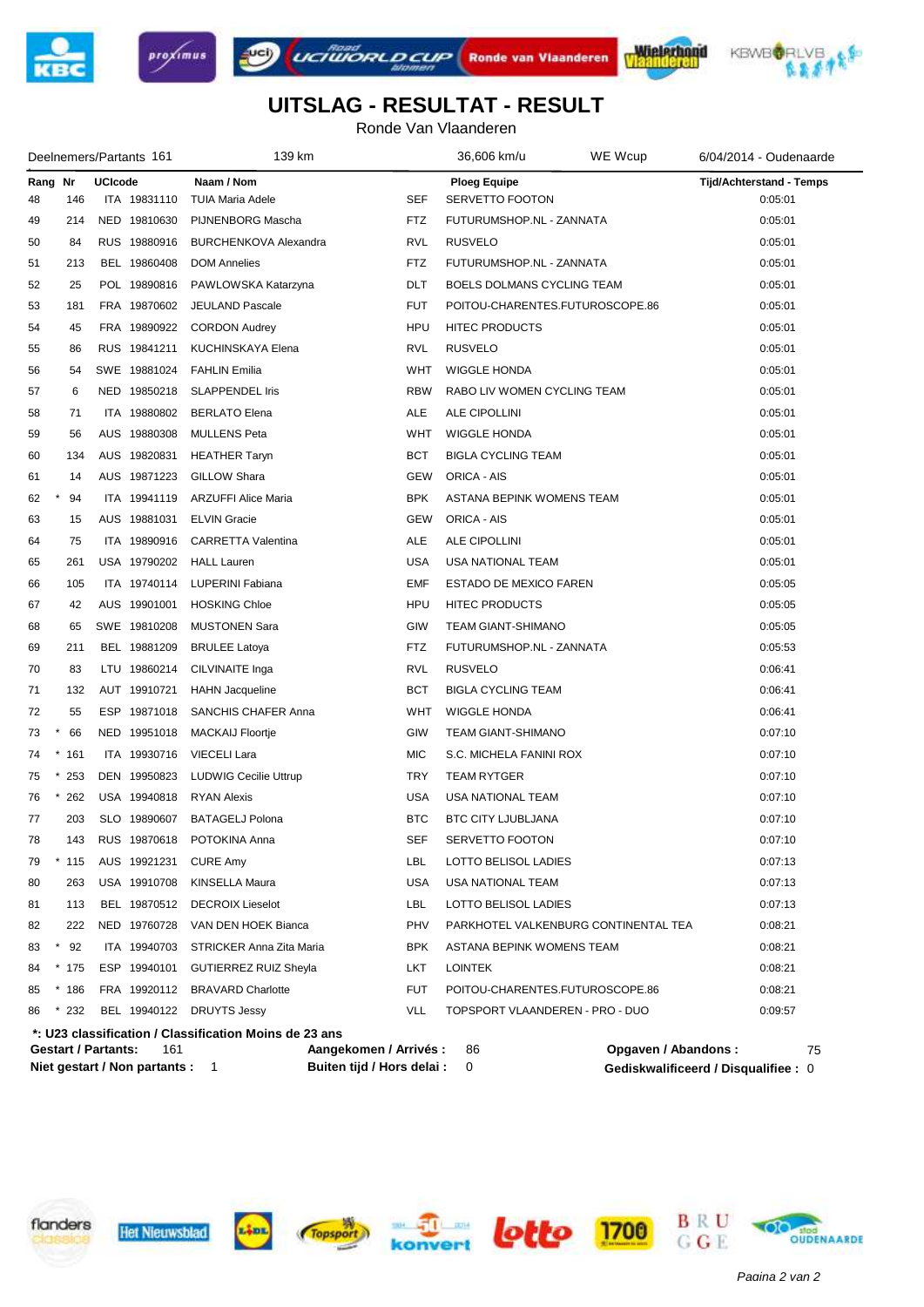# UITSLAG - RESULTAT - RESULT

Ronde Van Vlaanderen

Deelnemers/Partants 161 | 139 km | 36,606 km/u | WE Wcup | 6/04/2014 - Oudenaarde

| Rang | Nr | UCIcode | | Naam / Nom | | Ploeg Equipe | Tijd/Achterstand - Temps |
|---|---|---|---|---|---|---|---|
| 48 | 146 | ITA | 19831110 | TUIA Maria Adele | SEF | SERVETTO FOOTON | 0:05:01 |
| 49 | 214 | NED | 19810630 | PIJNENBORG Mascha | FTZ | FUTURUMSHOP.NL - ZANNATA | 0:05:01 |
| 50 | 84 | RUS | 19880916 | BURCHENKOVA Alexandra | RVL | RUSVELO | 0:05:01 |
| 51 | 213 | BEL | 19860408 | DOM Annelies | FTZ | FUTURUMSHOP.NL - ZANNATA | 0:05:01 |
| 52 | 25 | POL | 19890816 | PAWLOWSKA Katarzyna | DLT | BOELS DOLMANS CYCLING TEAM | 0:05:01 |
| 53 | 181 | FRA | 19870602 | JEULAND Pascale | FUT | POITOU-CHARENTES.FUTUROSCOPE.86 | 0:05:01 |
| 54 | 45 | FRA | 19890922 | CORDON Audrey | HPU | HITEC PRODUCTS | 0:05:01 |
| 55 | 86 | RUS | 19841211 | KUCHINSKAYA Elena | RVL | RUSVELO | 0:05:01 |
| 56 | 54 | SWE | 19881024 | FAHLIN Emilia | WHT | WIGGLE HONDA | 0:05:01 |
| 57 | 6 | NED | 19850218 | SLAPPENDEL Iris | RBW | RABO LIV WOMEN CYCLING TEAM | 0:05:01 |
| 58 | 71 | ITA | 19880802 | BERLATO Elena | ALE | ALE CIPOLLINI | 0:05:01 |
| 59 | 56 | AUS | 19880308 | MULLENS Peta | WHT | WIGGLE HONDA | 0:05:01 |
| 60 | 134 | AUS | 19820831 | HEATHER Taryn | BCT | BIGLA CYCLING TEAM | 0:05:01 |
| 61 | 14 | AUS | 19871223 | GILLOW Shara | GEW | ORICA - AIS | 0:05:01 |
| 62 | * 94 | ITA | 19941119 | ARZUFFI Alice Maria | BPK | ASTANA BEPINK WOMENS TEAM | 0:05:01 |
| 63 | 15 | AUS | 19881031 | ELVIN Gracie | GEW | ORICA - AIS | 0:05:01 |
| 64 | 75 | ITA | 19890916 | CARRETTA Valentina | ALE | ALE CIPOLLINI | 0:05:01 |
| 65 | 261 | USA | 19790202 | HALL Lauren | USA | USA NATIONAL TEAM | 0:05:01 |
| 66 | 105 | ITA | 19740114 | LUPERINI Fabiana | EMF | ESTADO DE MEXICO FAREN | 0:05:05 |
| 67 | 42 | AUS | 19901001 | HOSKING Chloe | HPU | HITEC PRODUCTS | 0:05:05 |
| 68 | 65 | SWE | 19810208 | MUSTONEN Sara | GIW | TEAM GIANT-SHIMANO | 0:05:05 |
| 69 | 211 | BEL | 19881209 | BRULEE Latoya | FTZ | FUTURUMSHOP.NL - ZANNATA | 0:05:53 |
| 70 | 83 | LTU | 19860214 | CILVINAITE Inga | RVL | RUSVELO | 0:06:41 |
| 71 | 132 | AUT | 19910721 | HAHN Jacqueline | BCT | BIGLA CYCLING TEAM | 0:06:41 |
| 72 | 55 | ESP | 19871018 | SANCHIS CHAFER Anna | WHT | WIGGLE HONDA | 0:06:41 |
| 73 | * 66 | NED | 19951018 | MACKAIJ Floortje | GIW | TEAM GIANT-SHIMANO | 0:07:10 |
| 74 | * 161 | ITA | 19930716 | VIECELI Lara | MIC | S.C. MICHELA FANINI ROX | 0:07:10 |
| 75 | * 253 | DEN | 19950823 | LUDWIG Cecilie Uttrup | TRY | TEAM RYTGER | 0:07:10 |
| 76 | * 262 | USA | 19940818 | RYAN Alexis | USA | USA NATIONAL TEAM | 0:07:10 |
| 77 | 203 | SLO | 19890607 | BATAGELJ Polona | BTC | BTC CITY LJUBLJANA | 0:07:10 |
| 78 | 143 | RUS | 19870618 | POTOKINA Anna | SEF | SERVETTO FOOTON | 0:07:10 |
| 79 | * 115 | AUS | 19921231 | CURE Amy | LBL | LOTTO BELISOL LADIES | 0:07:13 |
| 80 | 263 | USA | 19910708 | KINSELLA Maura | USA | USA NATIONAL TEAM | 0:07:13 |
| 81 | 113 | BEL | 19870512 | DECROIX Lieselot | LBL | LOTTO BELISOL LADIES | 0:07:13 |
| 82 | 222 | NED | 19760728 | VAN DEN HOEK Bianca | PHV | PARKHOTEL VALKENBURG CONTINENTAL TEA | 0:08:21 |
| 83 | * 92 | ITA | 19940703 | STRICKER Anna Zita Maria | BPK | ASTANA BEPINK WOMENS TEAM | 0:08:21 |
| 84 | * 175 | ESP | 19940101 | GUTIERREZ RUIZ Sheyla | LKT | LOINTEK | 0:08:21 |
| 85 | * 186 | FRA | 19920112 | BRAVARD Charlotte | FUT | POITOU-CHARENTES.FUTUROSCOPE.86 | 0:08:21 |
| 86 | * 232 | BEL | 19940122 | DRUYTS Jessy | VLL | TOPSPORT VLAANDEREN - PRO - DUO | 0:09:57 |

**\*: U23 classification / Classification Moins de 23 ans**

**Gestart / Partants:** 161 | **Aangekomen / Arrivés :** 86 | **Opgaven / Abandons :** 75

**Niet gestart / Non partants :** 1 | **Buiten tijd / Hors delai :** 0 | **Gediskwalificeerd / Disqualifiee :** 0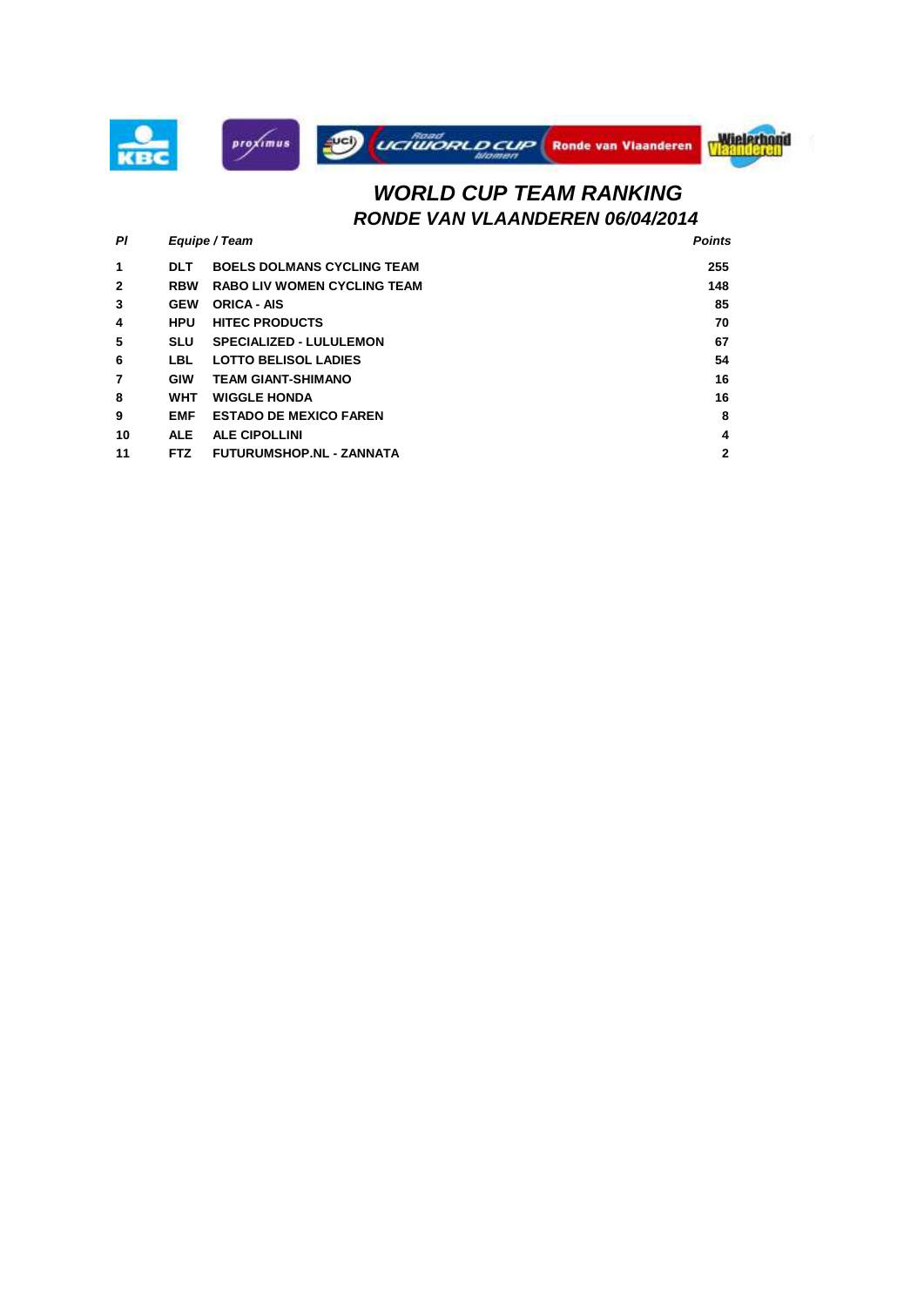# *WORLD CUP TEAM RANKING*

## *RONDE VAN VLAANDEREN 06/04/2014*

| *Pl* | *Equipe / Team* | | *Points* |
|---|---|---|---|
| **1** | **DLT** | **BOELS DOLMANS CYCLING TEAM** | **255** |
| **2** | **RBW** | **RABO LIV WOMEN CYCLING TEAM** | **148** |
| **3** | **GEW** | **ORICA - AIS** | **85** |
| **4** | **HPU** | **HITEC PRODUCTS** | **70** |
| **5** | **SLU** | **SPECIALIZED - LULULEMON** | **67** |
| **6** | **LBL** | **LOTTO BELISOL LADIES** | **54** |
| **7** | **GIW** | **TEAM GIANT-SHIMANO** | **16** |
| **8** | **WHT** | **WIGGLE HONDA** | **16** |
| **9** | **EMF** | **ESTADO DE MEXICO FAREN** | **8** |
| **10** | **ALE** | **ALE CIPOLLINI** | **4** |
| **11** | **FTZ** | **FUTURUMSHOP.NL - ZANNATA** | **2** |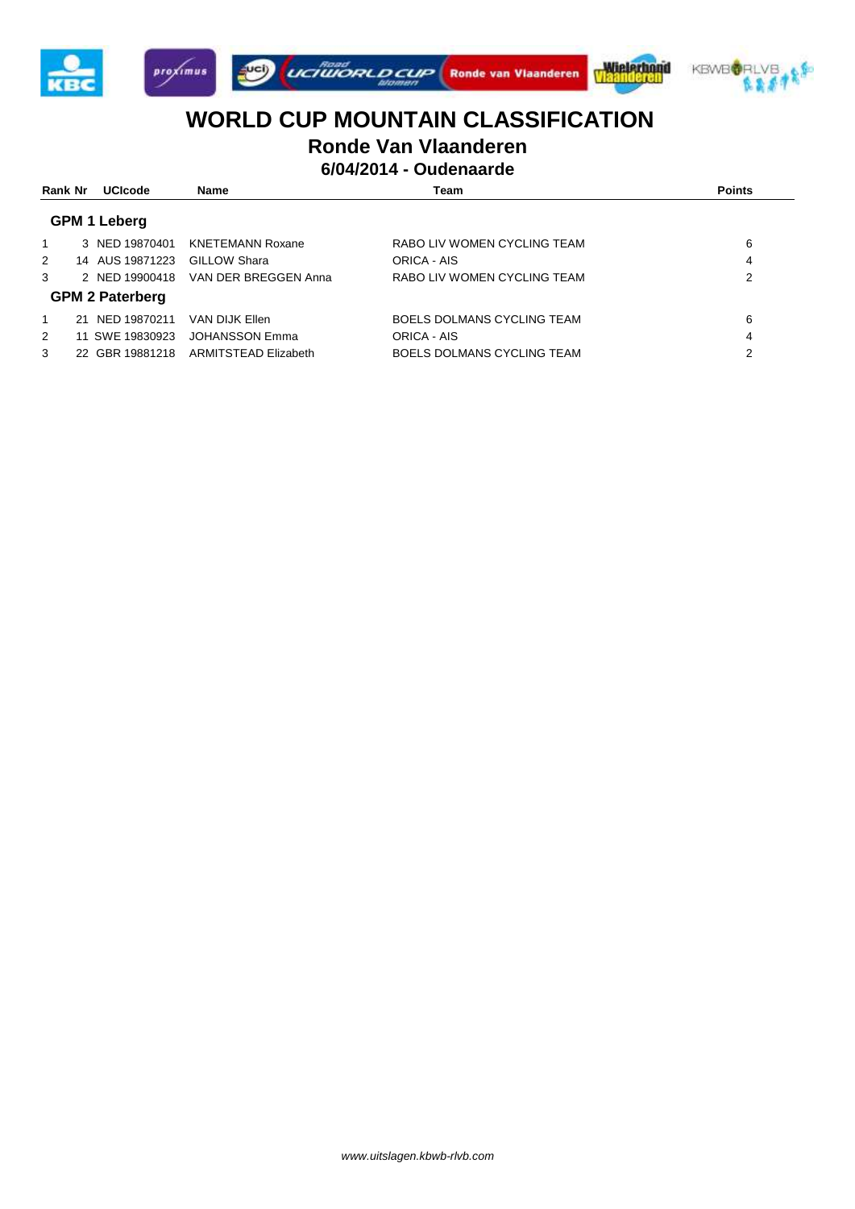# WORLD CUP MOUNTAIN CLASSIFICATION

## Ronde Van Vlaanderen

### 6/04/2014 - Oudenaarde

| Rank | Nr | UCIcode | Name | Team | Points |
|---|---|---|---|---|---|
| **GPM 1 Leberg** | | | | | |
| 1 | 3 | NED 19870401 | KNETEMANN Roxane | RABO LIV WOMEN CYCLING TEAM | 6 |
| 2 | 14 | AUS 19871223 | GILLOW Shara | ORICA - AIS | 4 |
| 3 | 2 | NED 19900418 | VAN DER BREGGEN Anna | RABO LIV WOMEN CYCLING TEAM | 2 |
| **GPM 2 Paterberg** | | | | | |
| 1 | 21 | NED 19870211 | VAN DIJK Ellen | BOELS DOLMANS CYCLING TEAM | 6 |
| 2 | 11 | SWE 19830923 | JOHANSSON Emma | ORICA - AIS | 4 |
| 3 | 22 | GBR 19881218 | ARMITSTEAD Elizabeth | BOELS DOLMANS CYCLING TEAM | 2 |

*www.uitslagen.kbwb-rlvb.com*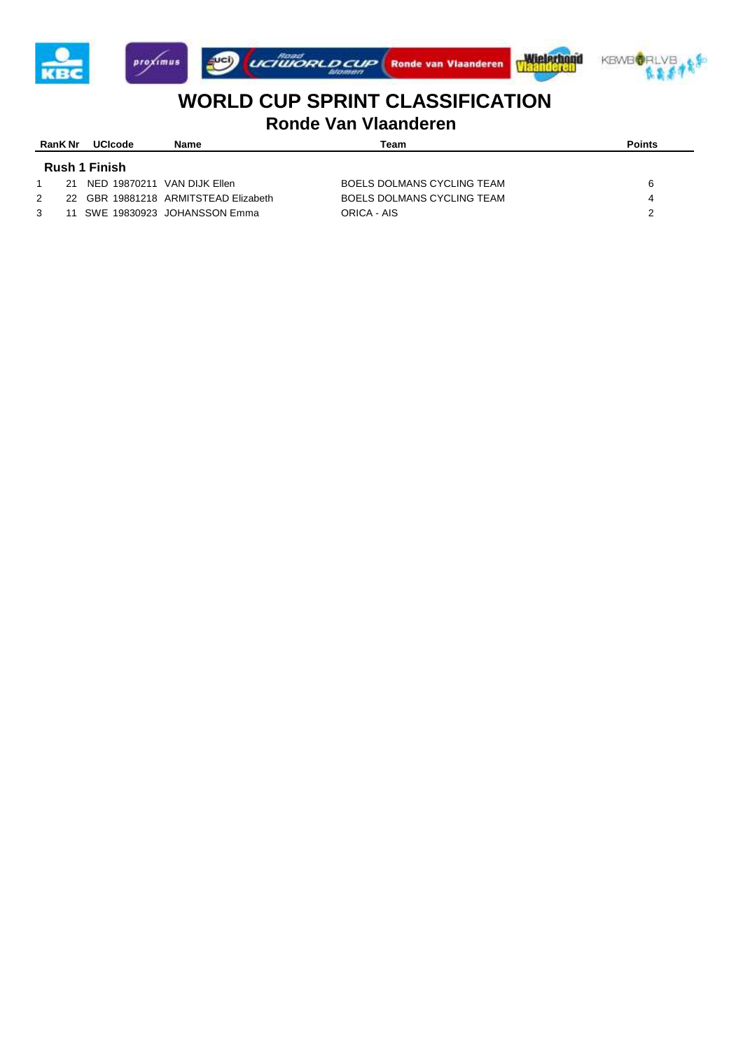# WORLD CUP SPRINT CLASSIFICATION

## Ronde Van Vlaanderen

| RanK | Nr | UCIcode | Name | Team | Points |
|---|---|---|---|---|---|
| **Rush 1 Finish** | | | | | |
| 1 | 21 | NED 19870211 | VAN DIJK Ellen | BOELS DOLMANS CYCLING TEAM | 6 |
| 2 | 22 | GBR 19881218 | ARMITSTEAD Elizabeth | BOELS DOLMANS CYCLING TEAM | 4 |
| 3 | 11 | SWE 19830923 | JOHANSSON Emma | ORICA - AIS | 2 |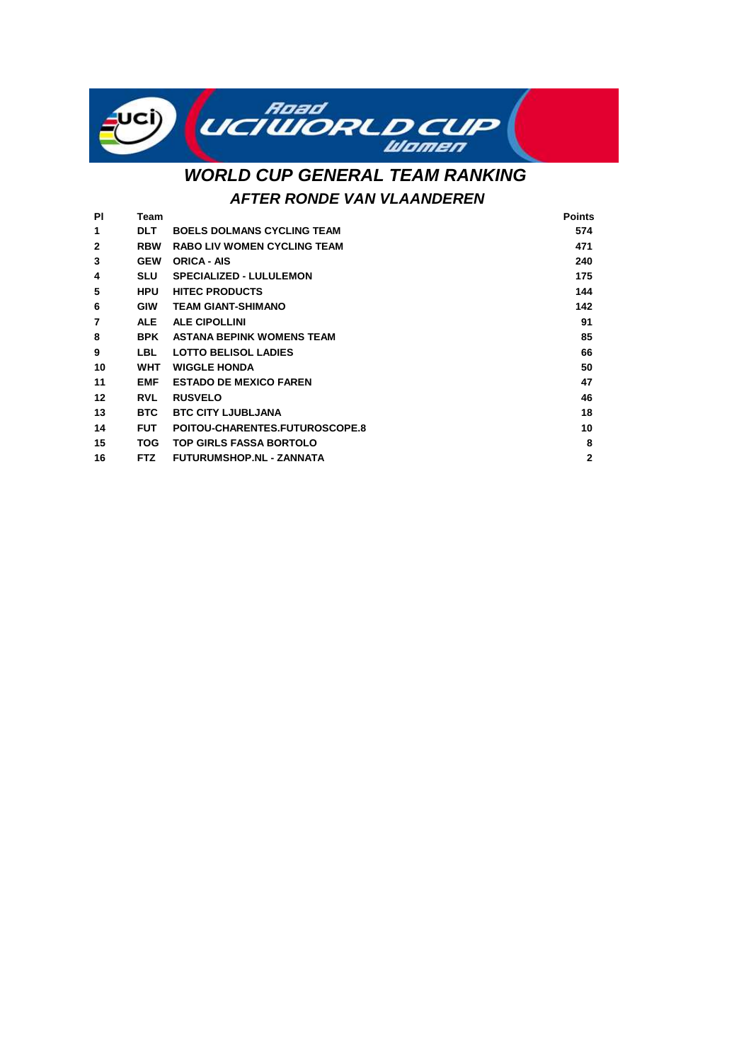# WORLD CUP GENERAL TEAM RANKING

## AFTER RONDE VAN VLAANDEREN

| Pl | Team | | Points |
|---|---|---|---|
| 1 | DLT | BOELS DOLMANS CYCLING TEAM | 574 |
| 2 | RBW | RABO LIV WOMEN CYCLING TEAM | 471 |
| 3 | GEW | ORICA - AIS | 240 |
| 4 | SLU | SPECIALIZED - LULULEMON | 175 |
| 5 | HPU | HITEC PRODUCTS | 144 |
| 6 | GIW | TEAM GIANT-SHIMANO | 142 |
| 7 | ALE | ALE CIPOLLINI | 91 |
| 8 | BPK | ASTANA BEPINK WOMENS TEAM | 85 |
| 9 | LBL | LOTTO BELISOL LADIES | 66 |
| 10 | WHT | WIGGLE HONDA | 50 |
| 11 | EMF | ESTADO DE MEXICO FAREN | 47 |
| 12 | RVL | RUSVELO | 46 |
| 13 | BTC | BTC CITY LJUBLJANA | 18 |
| 14 | FUT | POITOU-CHARENTES.FUTUROSCOPE.8 | 10 |
| 15 | TOG | TOP GIRLS FASSA BORTOLO | 8 |
| 16 | FTZ | FUTURUMSHOP.NL - ZANNATA | 2 |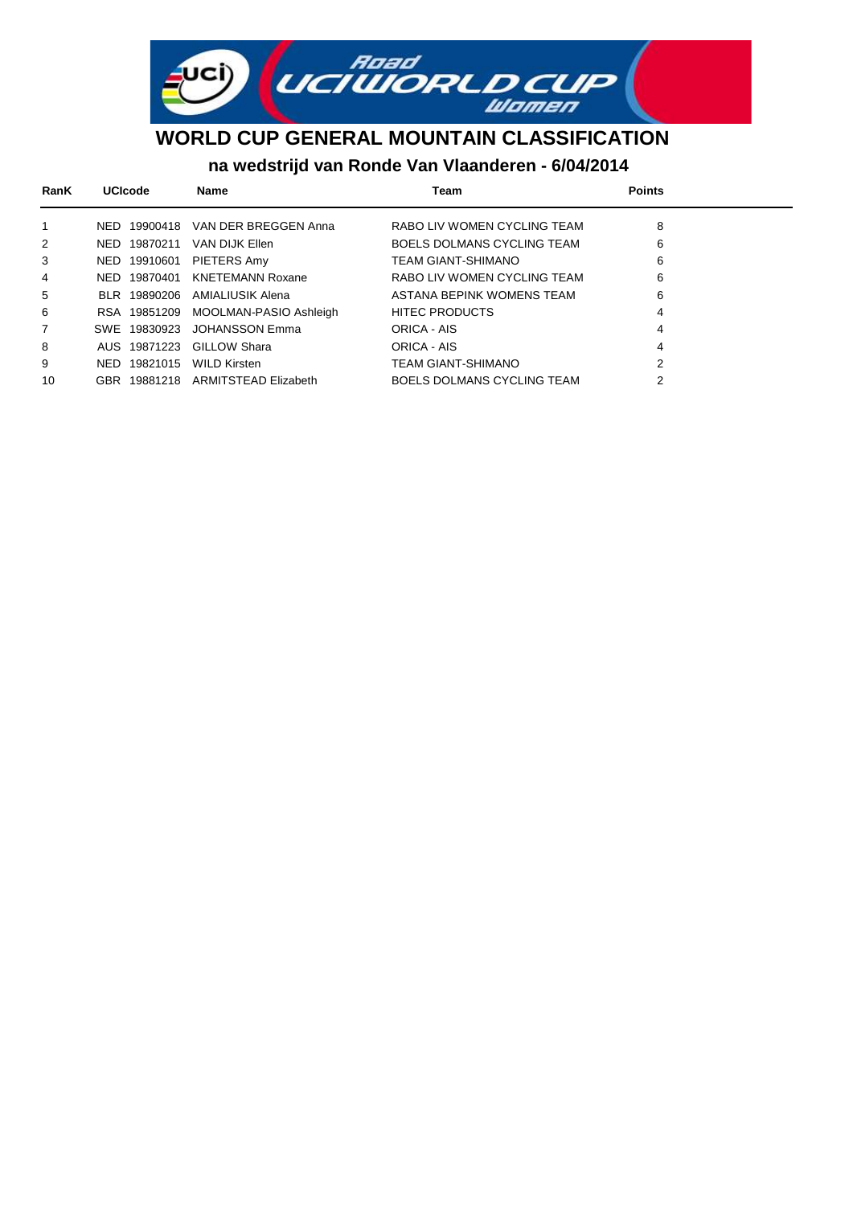# WORLD CUP GENERAL MOUNTAIN CLASSIFICATION

## na wedstrijd van Ronde Van Vlaanderen - 6/04/2014

| RanK | UCIcode | Name | Team | Points |
|---|---|---|---|---|
| 1 | NED 19900418 | VAN DER BREGGEN Anna | RABO LIV WOMEN CYCLING TEAM | 8 |
| 2 | NED 19870211 | VAN DIJK Ellen | BOELS DOLMANS CYCLING TEAM | 6 |
| 3 | NED 19910601 | PIETERS Amy | TEAM GIANT-SHIMANO | 6 |
| 4 | NED 19870401 | KNETEMANN Roxane | RABO LIV WOMEN CYCLING TEAM | 6 |
| 5 | BLR 19890206 | AMIALIUSIK Alena | ASTANA BEPINK WOMENS TEAM | 6 |
| 6 | RSA 19851209 | MOOLMAN-PASIO Ashleigh | HITEC PRODUCTS | 4 |
| 7 | SWE 19830923 | JOHANSSON Emma | ORICA - AIS | 4 |
| 8 | AUS 19871223 | GILLOW Shara | ORICA - AIS | 4 |
| 9 | NED 19821015 | WILD Kirsten | TEAM GIANT-SHIMANO | 2 |
| 10 | GBR 19881218 | ARMITSTEAD Elizabeth | BOELS DOLMANS CYCLING TEAM | 2 |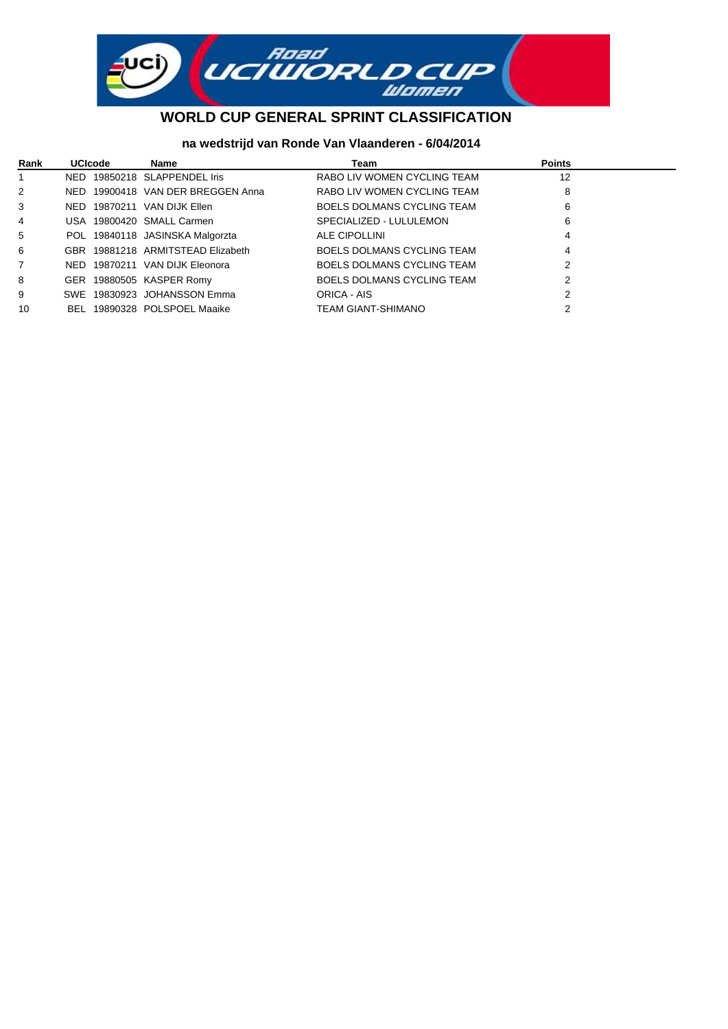# WORLD CUP GENERAL SPRINT CLASSIFICATION

## na wedstrijd van Ronde Van Vlaanderen - 6/04/2014

| Rank | UCIcode | Name | Team | Points |
|---|---|---|---|---|
| 1 | NED 19850218 | SLAPPENDEL Iris | RABO LIV WOMEN CYCLING TEAM | 12 |
| 2 | NED 19900418 | VAN DER BREGGEN Anna | RABO LIV WOMEN CYCLING TEAM | 8 |
| 3 | NED 19870211 | VAN DIJK Ellen | BOELS DOLMANS CYCLING TEAM | 6 |
| 4 | USA 19800420 | SMALL Carmen | SPECIALIZED - LULULEMON | 6 |
| 5 | POL 19840118 | JASINSKA Malgorzta | ALE CIPOLLINI | 4 |
| 6 | GBR 19881218 | ARMITSTEAD Elizabeth | BOELS DOLMANS CYCLING TEAM | 4 |
| 7 | NED 19870211 | VAN DIJK Eleonora | BOELS DOLMANS CYCLING TEAM | 2 |
| 8 | GER 19880505 | KASPER Romy | BOELS DOLMANS CYCLING TEAM | 2 |
| 9 | SWE 19830923 | JOHANSSON Emma | ORICA - AIS | 2 |
| 10 | BEL 19890328 | POLSPOEL Maaike | TEAM GIANT-SHIMANO | 2 |